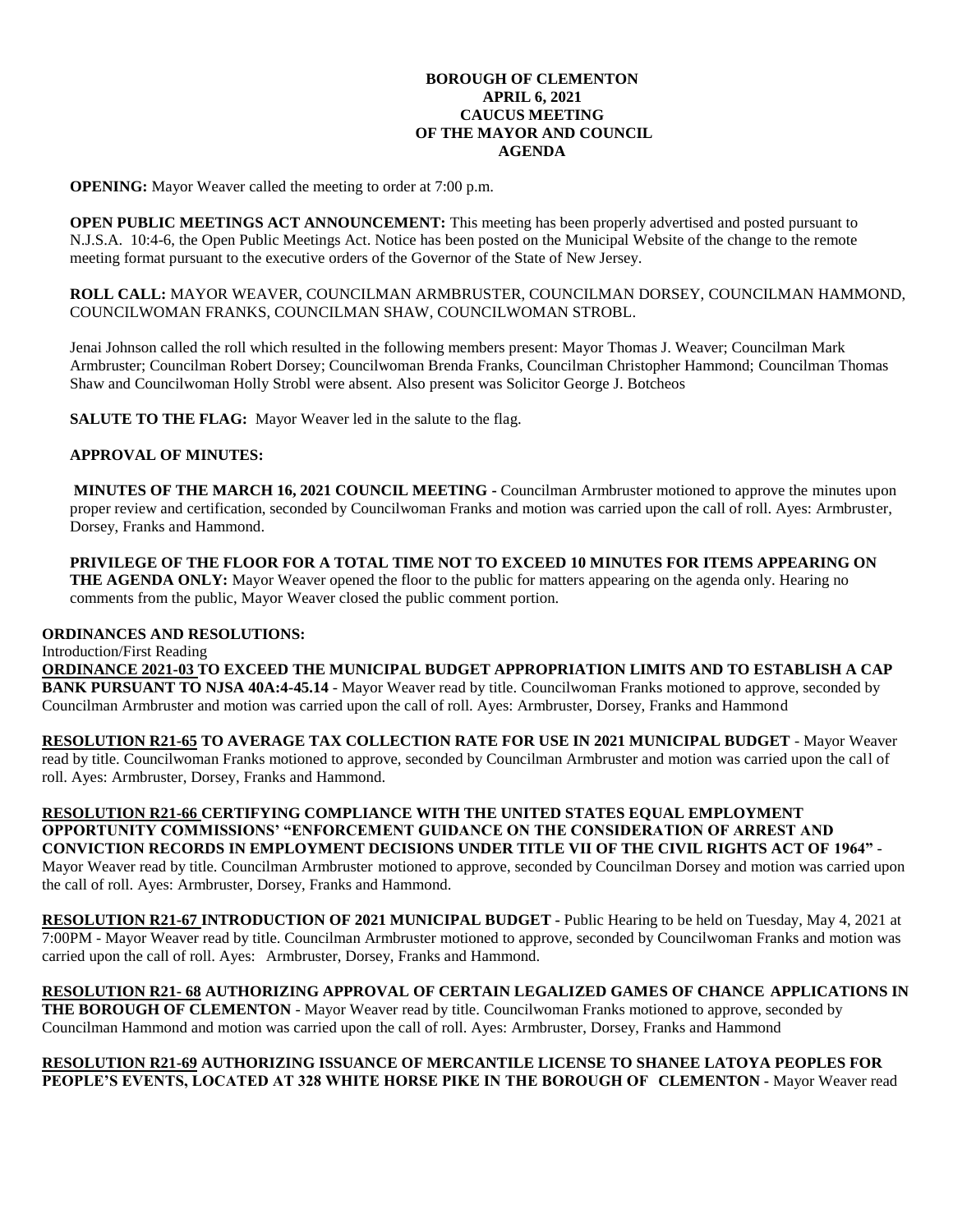**BOROUGH OF CLEMENTON**
**APRIL 6, 2021**
**CAUCUS MEETING**
**OF THE MAYOR AND COUNCIL**
**AGENDA**

**OPENING:** Mayor Weaver called the meeting to order at 7:00 p.m.

**OPEN PUBLIC MEETINGS ACT ANNOUNCEMENT:** This meeting has been properly advertised and posted pursuant to N.J.S.A. 10:4-6, the Open Public Meetings Act. Notice has been posted on the Municipal Website of the change to the remote meeting format pursuant to the executive orders of the Governor of the State of New Jersey.

**ROLL CALL:** MAYOR WEAVER, COUNCILMAN ARMBRUSTER, COUNCILMAN DORSEY, COUNCILMAN HAMMOND, COUNCILWOMAN FRANKS, COUNCILMAN SHAW, COUNCILWOMAN STROBL.

Jenai Johnson called the roll which resulted in the following members present: Mayor Thomas J. Weaver; Councilman Mark Armbruster; Councilman Robert Dorsey; Councilwoman Brenda Franks, Councilman Christopher Hammond; Councilman Thomas Shaw and Councilwoman Holly Strobl were absent. Also present was Solicitor George J. Botcheos

**SALUTE TO THE FLAG:** Mayor Weaver led in the salute to the flag.

**APPROVAL OF MINUTES:**

**MINUTES OF THE MARCH 16, 2021 COUNCIL MEETING -** Councilman Armbruster motioned to approve the minutes upon proper review and certification, seconded by Councilwoman Franks and motion was carried upon the call of roll. Ayes: Armbruster, Dorsey, Franks and Hammond.

**PRIVILEGE OF THE FLOOR FOR A TOTAL TIME NOT TO EXCEED 10 MINUTES FOR ITEMS APPEARING ON THE AGENDA ONLY:** Mayor Weaver opened the floor to the public for matters appearing on the agenda only. Hearing no comments from the public, Mayor Weaver closed the public comment portion.

**ORDINANCES AND RESOLUTIONS:**

Introduction/First Reading

**ORDINANCE 2021-03 TO EXCEED THE MUNICIPAL BUDGET APPROPRIATION LIMITS AND TO ESTABLISH A CAP BANK PURSUANT TO NJSA 40A:4-45.14** - Mayor Weaver read by title. Councilwoman Franks motioned to approve, seconded by Councilman Armbruster and motion was carried upon the call of roll. Ayes: Armbruster, Dorsey, Franks and Hammond

**RESOLUTION R21-65 TO AVERAGE TAX COLLECTION RATE FOR USE IN 2021 MUNICIPAL BUDGET** - Mayor Weaver read by title. Councilwoman Franks motioned to approve, seconded by Councilman Armbruster and motion was carried upon the call of roll. Ayes: Armbruster, Dorsey, Franks and Hammond.

**RESOLUTION R21-66 CERTIFYING COMPLIANCE WITH THE UNITED STATES EQUAL EMPLOYMENT OPPORTUNITY COMMISSIONS' "ENFORCEMENT GUIDANCE ON THE CONSIDERATION OF ARREST AND CONVICTION RECORDS IN EMPLOYMENT DECISIONS UNDER TITLE VII OF THE CIVIL RIGHTS ACT OF 1964"** - Mayor Weaver read by title. Councilman Armbruster motioned to approve, seconded by Councilman Dorsey and motion was carried upon the call of roll. Ayes: Armbruster, Dorsey, Franks and Hammond.

**RESOLUTION R21-67 INTRODUCTION OF 2021 MUNICIPAL BUDGET -** Public Hearing to be held on Tuesday, May 4, 2021 at 7:00PM - Mayor Weaver read by title. Councilman Armbruster motioned to approve, seconded by Councilwoman Franks and motion was carried upon the call of roll. Ayes: Armbruster, Dorsey, Franks and Hammond.

**RESOLUTION R21- 68 AUTHORIZING APPROVAL OF CERTAIN LEGALIZED GAMES OF CHANCE APPLICATIONS IN THE BOROUGH OF CLEMENTON** - Mayor Weaver read by title. Councilwoman Franks motioned to approve, seconded by Councilman Hammond and motion was carried upon the call of roll. Ayes: Armbruster, Dorsey, Franks and Hammond

**RESOLUTION R21-69 AUTHORIZING ISSUANCE OF MERCANTILE LICENSE TO SHANEE LATOYA PEOPLES FOR PEOPLE'S EVENTS, LOCATED AT 328 WHITE HORSE PIKE IN THE BOROUGH OF CLEMENTON -** Mayor Weaver read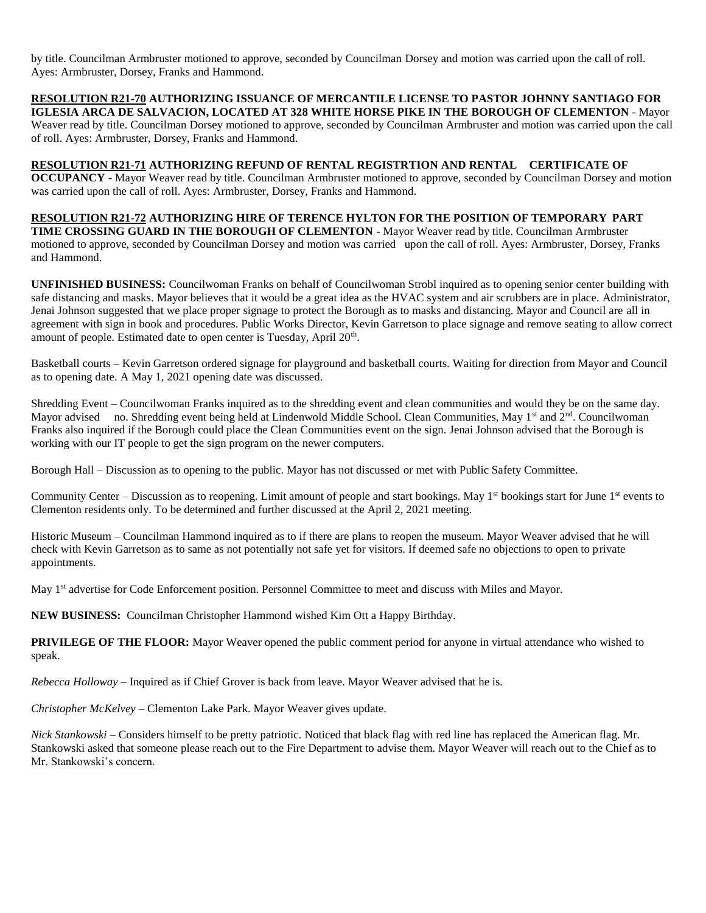by title. Councilman Armbruster motioned to approve, seconded by Councilman Dorsey and motion was carried upon the call of roll. Ayes: Armbruster, Dorsey, Franks and Hammond.

**RESOLUTION R21-70 AUTHORIZING ISSUANCE OF MERCANTILE LICENSE TO PASTOR JOHNNY SANTIAGO FOR IGLESIA ARCA DE SALVACION, LOCATED AT 328 WHITE HORSE PIKE IN THE BOROUGH OF CLEMENTON** - Mayor Weaver read by title. Councilman Dorsey motioned to approve, seconded by Councilman Armbruster and motion was carried upon the call of roll. Ayes: Armbruster, Dorsey, Franks and Hammond.

**RESOLUTION R21-71 AUTHORIZING REFUND OF RENTAL REGISTRTION AND RENTAL CERTIFICATE OF OCCUPANCY** - Mayor Weaver read by title. Councilman Armbruster motioned to approve, seconded by Councilman Dorsey and motion was carried upon the call of roll. Ayes: Armbruster, Dorsey, Franks and Hammond.

**RESOLUTION R21-72 AUTHORIZING HIRE OF TERENCE HYLTON FOR THE POSITION OF TEMPORARY PART TIME CROSSING GUARD IN THE BOROUGH OF CLEMENTON** - Mayor Weaver read by title. Councilman Armbruster motioned to approve, seconded by Councilman Dorsey and motion was carried upon the call of roll. Ayes: Armbruster, Dorsey, Franks and Hammond.

**UNFINISHED BUSINESS:** Councilwoman Franks on behalf of Councilwoman Strobl inquired as to opening senior center building with safe distancing and masks. Mayor believes that it would be a great idea as the HVAC system and air scrubbers are in place. Administrator, Jenai Johnson suggested that we place proper signage to protect the Borough as to masks and distancing. Mayor and Council are all in agreement with sign in book and procedures. Public Works Director, Kevin Garretson to place signage and remove seating to allow correct amount of people. Estimated date to open center is Tuesday, April 20th.

Basketball courts – Kevin Garretson ordered signage for playground and basketball courts. Waiting for direction from Mayor and Council as to opening date. A May 1, 2021 opening date was discussed.

Shredding Event – Councilwoman Franks inquired as to the shredding event and clean communities and would they be on the same day. Mayor advised no. Shredding event being held at Lindenwold Middle School. Clean Communities, May 1st and 2nd. Councilwoman Franks also inquired if the Borough could place the Clean Communities event on the sign. Jenai Johnson advised that the Borough is working with our IT people to get the sign program on the newer computers.

Borough Hall – Discussion as to opening to the public. Mayor has not discussed or met with Public Safety Committee.

Community Center – Discussion as to reopening. Limit amount of people and start bookings. May 1st bookings start for June 1st events to Clementon residents only. To be determined and further discussed at the April 2, 2021 meeting.

Historic Museum – Councilman Hammond inquired as to if there are plans to reopen the museum. Mayor Weaver advised that he will check with Kevin Garretson as to same as not potentially not safe yet for visitors. If deemed safe no objections to open to private appointments.

May 1st advertise for Code Enforcement position. Personnel Committee to meet and discuss with Miles and Mayor.

**NEW BUSINESS:** Councilman Christopher Hammond wished Kim Ott a Happy Birthday.

**PRIVILEGE OF THE FLOOR:** Mayor Weaver opened the public comment period for anyone in virtual attendance who wished to speak.

*Rebecca Holloway* – Inquired as if Chief Grover is back from leave. Mayor Weaver advised that he is.

*Christopher McKelvey* – Clementon Lake Park. Mayor Weaver gives update.

*Nick Stankowski* – Considers himself to be pretty patriotic. Noticed that black flag with red line has replaced the American flag. Mr. Stankowski asked that someone please reach out to the Fire Department to advise them. Mayor Weaver will reach out to the Chief as to Mr. Stankowski's concern.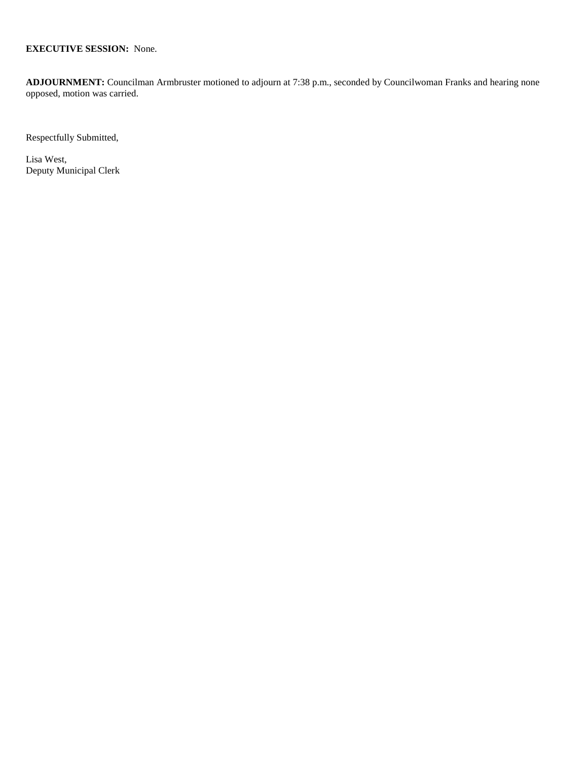**EXECUTIVE SESSION:** None.

**ADJOURNMENT:** Councilman Armbruster motioned to adjourn at 7:38 p.m., seconded by Councilwoman Franks and hearing none opposed, motion was carried.

Respectfully Submitted,

Lisa West,
Deputy Municipal Clerk